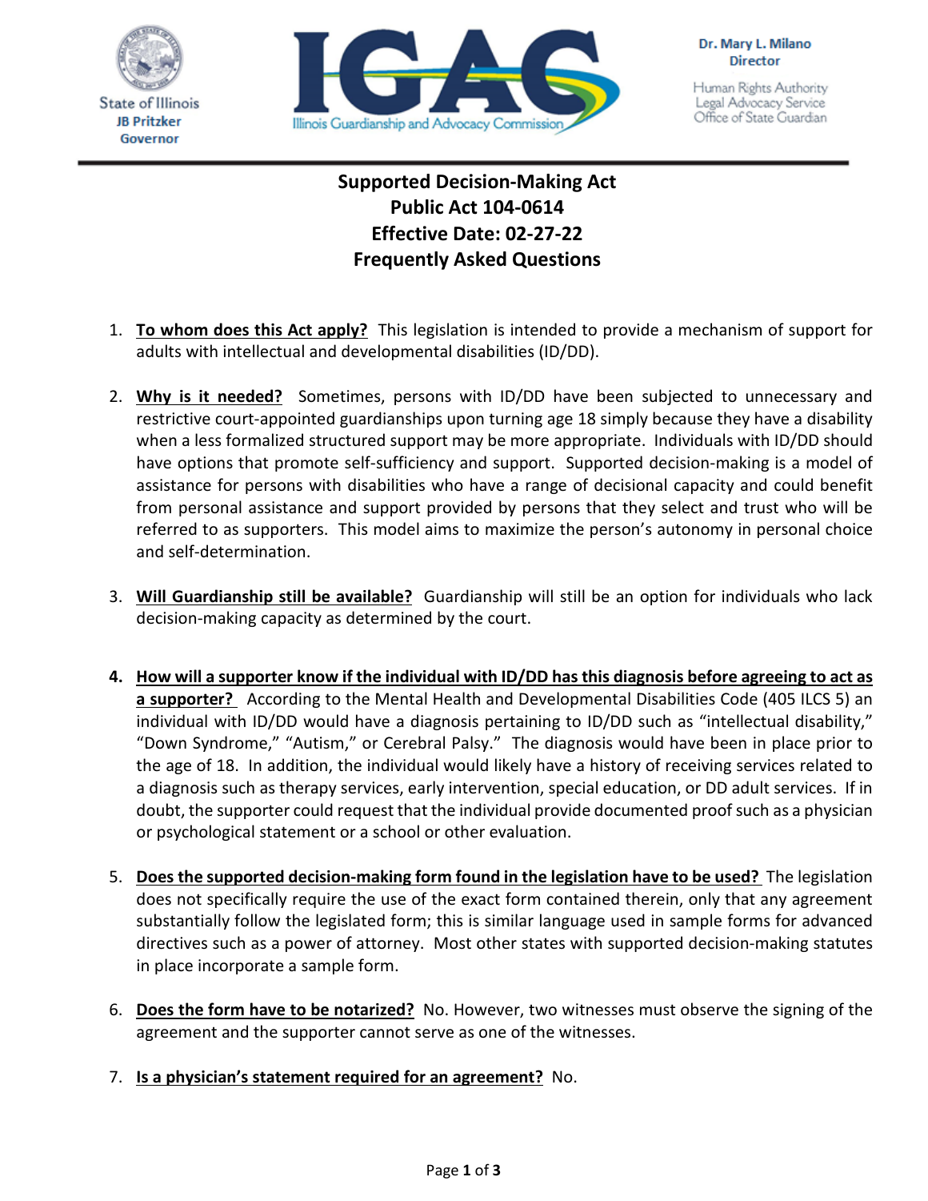State of Illinois
JB Pritzker
Governor

IGAC
Illinois Guardianship and Advocacy Commission

**Dr. Mary L. Milano**
**Director**

Human Rights Authority
Legal Advocacy Service
Office of State Guardian

# Supported Decision-Making Act
## Public Act 104-0614
## Effective Date: 02-27-22
## Frequently Asked Questions

1. **To whom does this Act apply?** This legislation is intended to provide a mechanism of support for adults with intellectual and developmental disabilities (ID/DD).

2. **Why is it needed?** Sometimes, persons with ID/DD have been subjected to unnecessary and restrictive court-appointed guardianships upon turning age 18 simply because they have a disability when a less formalized structured support may be more appropriate. Individuals with ID/DD should have options that promote self-sufficiency and support. Supported decision-making is a model of assistance for persons with disabilities who have a range of decisional capacity and could benefit from personal assistance and support provided by persons that they select and trust who will be referred to as supporters. This model aims to maximize the person's autonomy in personal choice and self-determination.

3. **Will Guardianship still be available?** Guardianship will still be an option for individuals who lack decision-making capacity as determined by the court.

4. **How will a supporter know if the individual with ID/DD has this diagnosis before agreeing to act as a supporter?** According to the Mental Health and Developmental Disabilities Code (405 ILCS 5) an individual with ID/DD would have a diagnosis pertaining to ID/DD such as "intellectual disability," "Down Syndrome," "Autism," or Cerebral Palsy." The diagnosis would have been in place prior to the age of 18. In addition, the individual would likely have a history of receiving services related to a diagnosis such as therapy services, early intervention, special education, or DD adult services. If in doubt, the supporter could request that the individual provide documented proof such as a physician or psychological statement or a school or other evaluation.

5. **Does the supported decision-making form found in the legislation have to be used?** The legislation does not specifically require the use of the exact form contained therein, only that any agreement substantially follow the legislated form; this is similar language used in sample forms for advanced directives such as a power of attorney. Most other states with supported decision-making statutes in place incorporate a sample form.

6. **Does the form have to be notarized?** No. However, two witnesses must observe the signing of the agreement and the supporter cannot serve as one of the witnesses.

7. **Is a physician's statement required for an agreement?** No.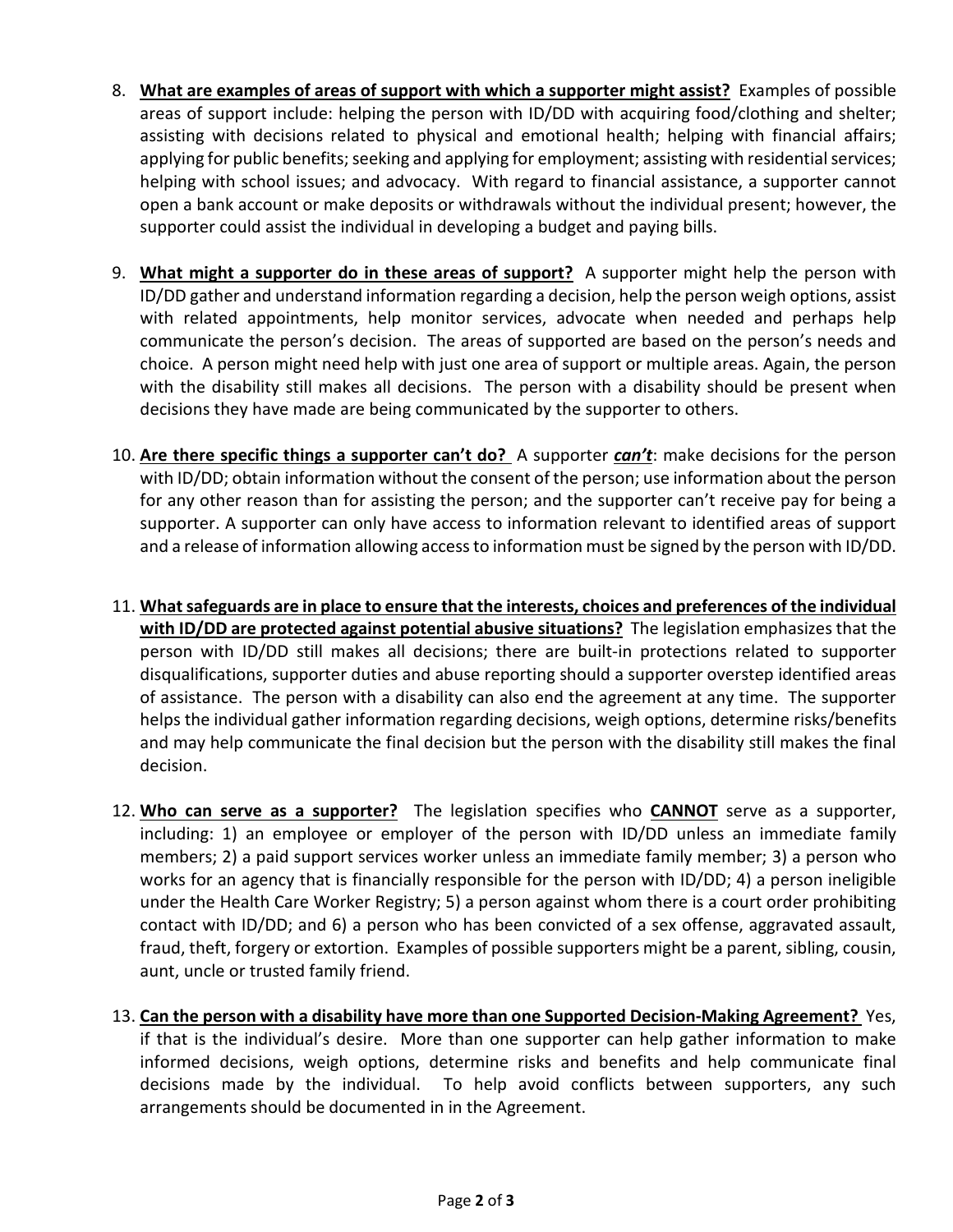8. **<u>What are examples of areas of support with which a supporter might assist?</u>** Examples of possible areas of support include: helping the person with ID/DD with acquiring food/clothing and shelter; assisting with decisions related to physical and emotional health; helping with financial affairs; applying for public benefits; seeking and applying for employment; assisting with residential services; helping with school issues; and advocacy. With regard to financial assistance, a supporter cannot open a bank account or make deposits or withdrawals without the individual present; however, the supporter could assist the individual in developing a budget and paying bills.

9. **<u>What might a supporter do in these areas of support?</u>** A supporter might help the person with ID/DD gather and understand information regarding a decision, help the person weigh options, assist with related appointments, help monitor services, advocate when needed and perhaps help communicate the person's decision. The areas of supported are based on the person's needs and choice. A person might need help with just one area of support or multiple areas. Again, the person with the disability still makes all decisions. The person with a disability should be present when decisions they have made are being communicated by the supporter to others.

10. **<u>Are there specific things a supporter can't do?</u>** A supporter ***<u>can't</u>***: make decisions for the person with ID/DD; obtain information without the consent of the person; use information about the person for any other reason than for assisting the person; and the supporter can't receive pay for being a supporter. A supporter can only have access to information relevant to identified areas of support and a release of information allowing access to information must be signed by the person with ID/DD.

11. **<u>What safeguards are in place to ensure that the interests, choices and preferences of the individual with ID/DD are protected against potential abusive situations?</u>** The legislation emphasizes that the person with ID/DD still makes all decisions; there are built-in protections related to supporter disqualifications, supporter duties and abuse reporting should a supporter overstep identified areas of assistance. The person with a disability can also end the agreement at any time. The supporter helps the individual gather information regarding decisions, weigh options, determine risks/benefits and may help communicate the final decision but the person with the disability still makes the final decision.

12. **<u>Who can serve as a supporter?</u>** The legislation specifies who **<u>CANNOT</u>** serve as a supporter, including: 1) an employee or employer of the person with ID/DD unless an immediate family members; 2) a paid support services worker unless an immediate family member; 3) a person who works for an agency that is financially responsible for the person with ID/DD; 4) a person ineligible under the Health Care Worker Registry; 5) a person against whom there is a court order prohibiting contact with ID/DD; and 6) a person who has been convicted of a sex offense, aggravated assault, fraud, theft, forgery or extortion. Examples of possible supporters might be a parent, sibling, cousin, aunt, uncle or trusted family friend.

13. **<u>Can the person with a disability have more than one Supported Decision-Making Agreement?</u>** Yes, if that is the individual's desire. More than one supporter can help gather information to make informed decisions, weigh options, determine risks and benefits and help communicate final decisions made by the individual. To help avoid conflicts between supporters, any such arrangements should be documented in in the Agreement.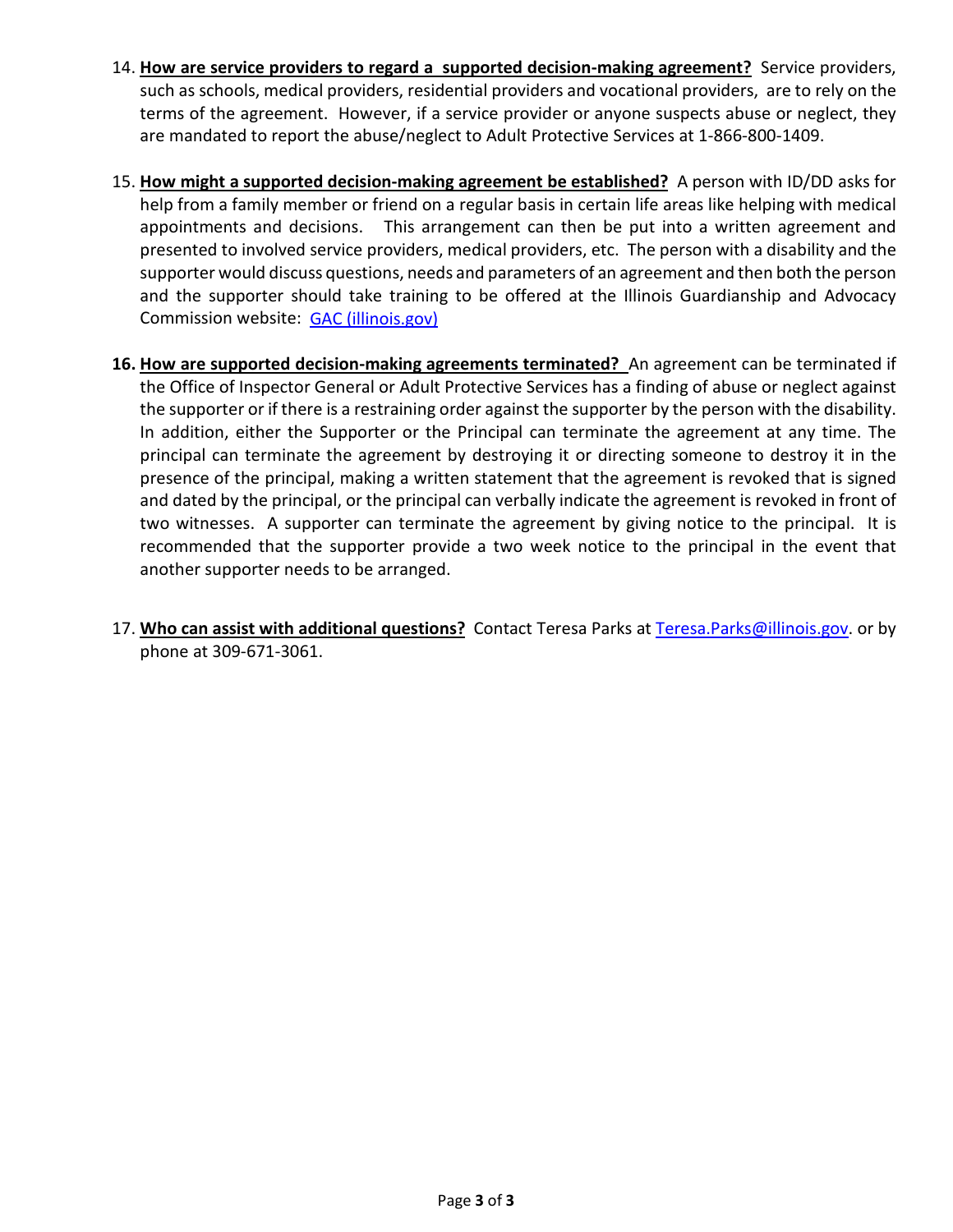14. **How are service providers to regard a supported decision-making agreement?** Service providers, such as schools, medical providers, residential providers and vocational providers, are to rely on the terms of the agreement. However, if a service provider or anyone suspects abuse or neglect, they are mandated to report the abuse/neglect to Adult Protective Services at 1-866-800-1409.

15. **How might a supported decision-making agreement be established?** A person with ID/DD asks for help from a family member or friend on a regular basis in certain life areas like helping with medical appointments and decisions. This arrangement can then be put into a written agreement and presented to involved service providers, medical providers, etc. The person with a disability and the supporter would discuss questions, needs and parameters of an agreement and then both the person and the supporter should take training to be offered at the Illinois Guardianship and Advocacy Commission website: [GAC (illinois.gov)]()

16. **How are supported decision-making agreements terminated?** An agreement can be terminated if the Office of Inspector General or Adult Protective Services has a finding of abuse or neglect against the supporter or if there is a restraining order against the supporter by the person with the disability. In addition, either the Supporter or the Principal can terminate the agreement at any time. The principal can terminate the agreement by destroying it or directing someone to destroy it in the presence of the principal, making a written statement that the agreement is revoked that is signed and dated by the principal, or the principal can verbally indicate the agreement is revoked in front of two witnesses. A supporter can terminate the agreement by giving notice to the principal. It is recommended that the supporter provide a two week notice to the principal in the event that another supporter needs to be arranged.

17. **Who can assist with additional questions?** Contact Teresa Parks at Teresa.Parks@illinois.gov. or by phone at 309-671-3061.